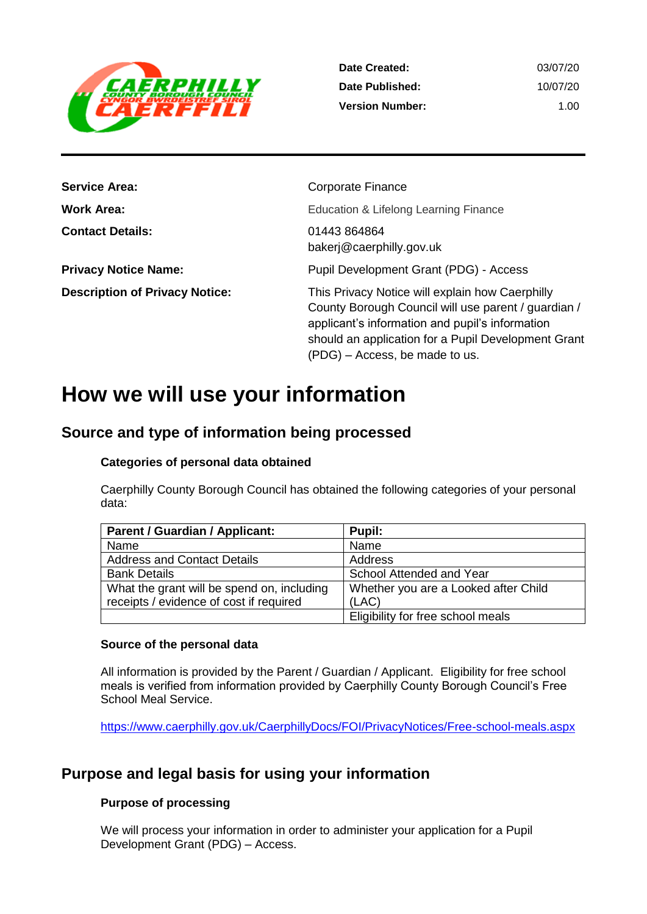| | |
|---|---|
| **Date Created:** | 03/07/20 |
| **Date Published:** | 10/07/20 |
| **Version Number:** | 1.00 |

| | |
|---|---|
| **Service Area:** | Corporate Finance |
| **Work Area:** | Education & Lifelong Learning Finance |
| **Contact Details:** | 01443 864864<br>bakerj@caerphilly.gov.uk |
| **Privacy Notice Name:** | Pupil Development Grant (PDG) - Access |
| **Description of Privacy Notice:** | This Privacy Notice will explain how Caerphilly County Borough Council will use parent / guardian / applicant's information and pupil's information should an application for a Pupil Development Grant (PDG) – Access, be made to us. |

# How we will use your information

## Source and type of information being processed

### Categories of personal data obtained

Caerphilly County Borough Council has obtained the following categories of your personal data:

| Parent / Guardian / Applicant: | Pupil: |
|---|---|
| Name | Name |
| Address and Contact Details | Address |
| Bank Details | School Attended and Year |
| What the grant will be spend on, including receipts / evidence of cost if required | Whether you are a Looked after Child (LAC) |
| | Eligibility for free school meals |

### Source of the personal data

All information is provided by the Parent / Guardian / Applicant. Eligibility for free school meals is verified from information provided by Caerphilly County Borough Council's Free School Meal Service.

https://www.caerphilly.gov.uk/CaerphillyDocs/FOI/PrivacyNotices/Free-school-meals.aspx

## Purpose and legal basis for using your information

### Purpose of processing

We will process your information in order to administer your application for a Pupil Development Grant (PDG) – Access.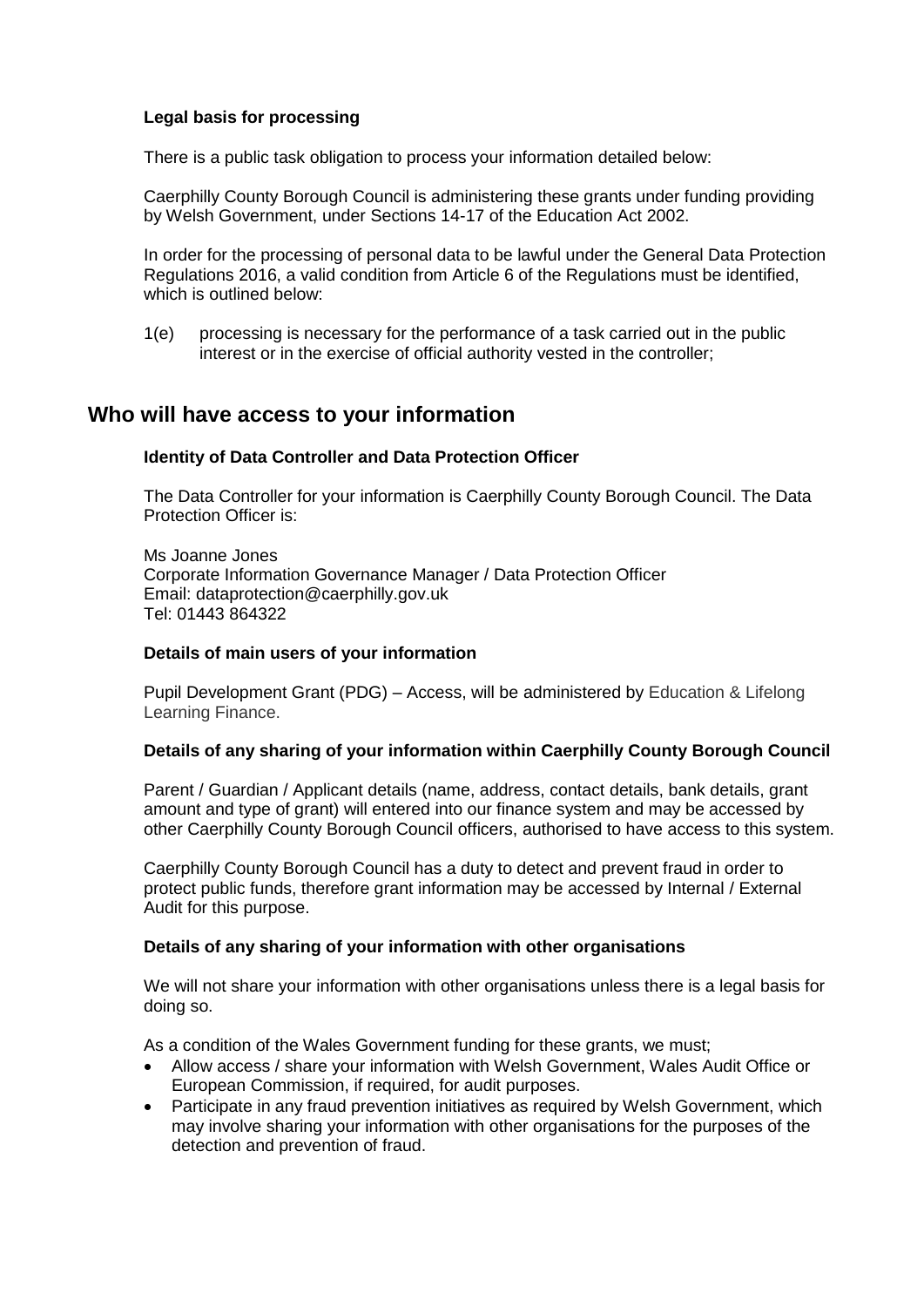**Legal basis for processing**

There is a public task obligation to process your information detailed below:

Caerphilly County Borough Council is administering these grants under funding providing by Welsh Government, under Sections 14-17 of the Education Act 2002.

In order for the processing of personal data to be lawful under the General Data Protection Regulations 2016, a valid condition from Article 6 of the Regulations must be identified, which is outlined below:

1(e) processing is necessary for the performance of a task carried out in the public interest or in the exercise of official authority vested in the controller;

## Who will have access to your information

**Identity of Data Controller and Data Protection Officer**

The Data Controller for your information is Caerphilly County Borough Council. The Data Protection Officer is:

Ms Joanne Jones
Corporate Information Governance Manager / Data Protection Officer
Email: dataprotection@caerphilly.gov.uk
Tel: 01443 864322

**Details of main users of your information**

Pupil Development Grant (PDG) – Access, will be administered by Education & Lifelong Learning Finance.

**Details of any sharing of your information within Caerphilly County Borough Council**

Parent / Guardian / Applicant details (name, address, contact details, bank details, grant amount and type of grant) will entered into our finance system and may be accessed by other Caerphilly County Borough Council officers, authorised to have access to this system.

Caerphilly County Borough Council has a duty to detect and prevent fraud in order to protect public funds, therefore grant information may be accessed by Internal / External Audit for this purpose.

**Details of any sharing of your information with other organisations**

We will not share your information with other organisations unless there is a legal basis for doing so.

As a condition of the Wales Government funding for these grants, we must;

- Allow access / share your information with Welsh Government, Wales Audit Office or European Commission, if required, for audit purposes.
- Participate in any fraud prevention initiatives as required by Welsh Government, which may involve sharing your information with other organisations for the purposes of the detection and prevention of fraud.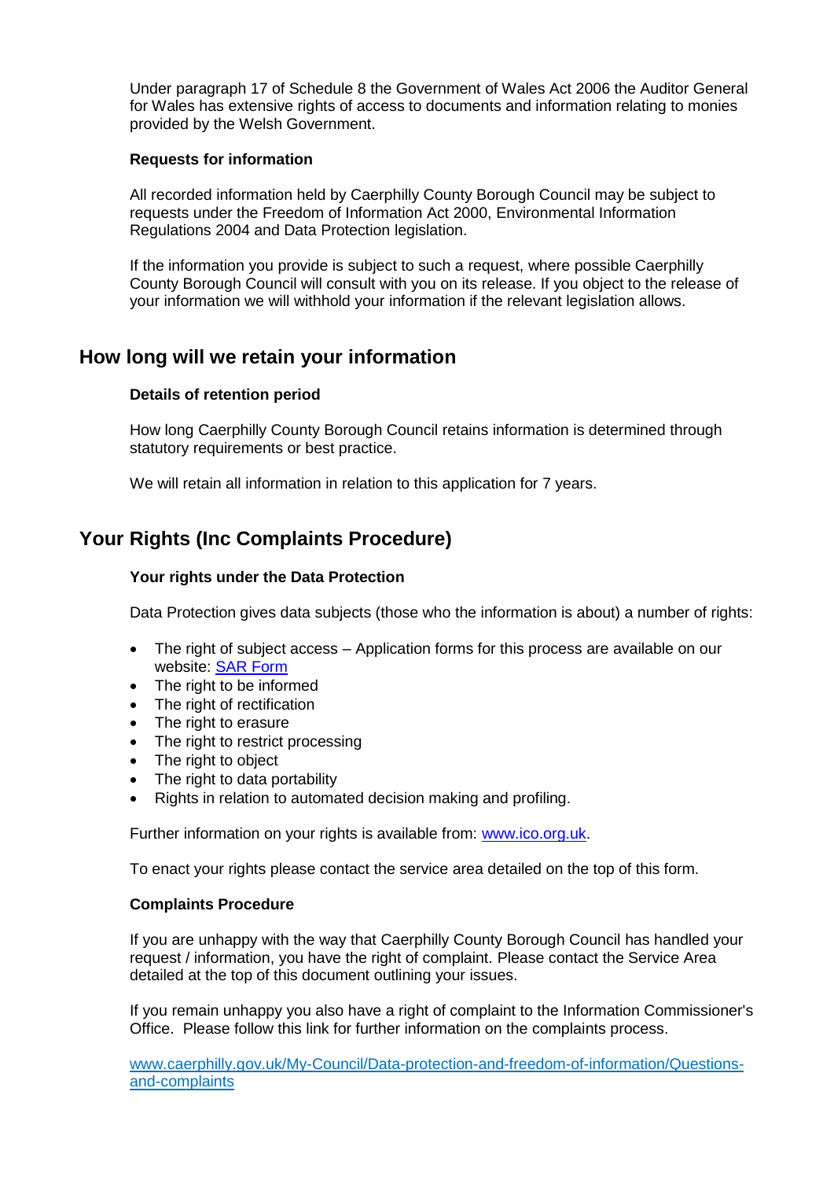Under paragraph 17 of Schedule 8 the Government of Wales Act 2006 the Auditor General for Wales has extensive rights of access to documents and information relating to monies provided by the Welsh Government.

**Requests for information**

All recorded information held by Caerphilly County Borough Council may be subject to requests under the Freedom of Information Act 2000, Environmental Information Regulations 2004 and Data Protection legislation.

If the information you provide is subject to such a request, where possible Caerphilly County Borough Council will consult with you on its release. If you object to the release of your information we will withhold your information if the relevant legislation allows.

## How long will we retain your information

**Details of retention period**

How long Caerphilly County Borough Council retains information is determined through statutory requirements or best practice.

We will retain all information in relation to this application for 7 years.

## Your Rights (Inc Complaints Procedure)

**Your rights under the Data Protection**

Data Protection gives data subjects (those who the information is about) a number of rights:

- The right of subject access – Application forms for this process are available on our website: [SAR Form]
- The right to be informed
- The right of rectification
- The right to erasure
- The right to restrict processing
- The right to object
- The right to data portability
- Rights in relation to automated decision making and profiling.

Further information on your rights is available from: www.ico.org.uk.

To enact your rights please contact the service area detailed on the top of this form.

**Complaints Procedure**

If you are unhappy with the way that Caerphilly County Borough Council has handled your request / information, you have the right of complaint. Please contact the Service Area detailed at the top of this document outlining your issues.

If you remain unhappy you also have a right of complaint to the Information Commissioner's Office. Please follow this link for further information on the complaints process.

www.caerphilly.gov.uk/My-Council/Data-protection-and-freedom-of-information/Questions-and-complaints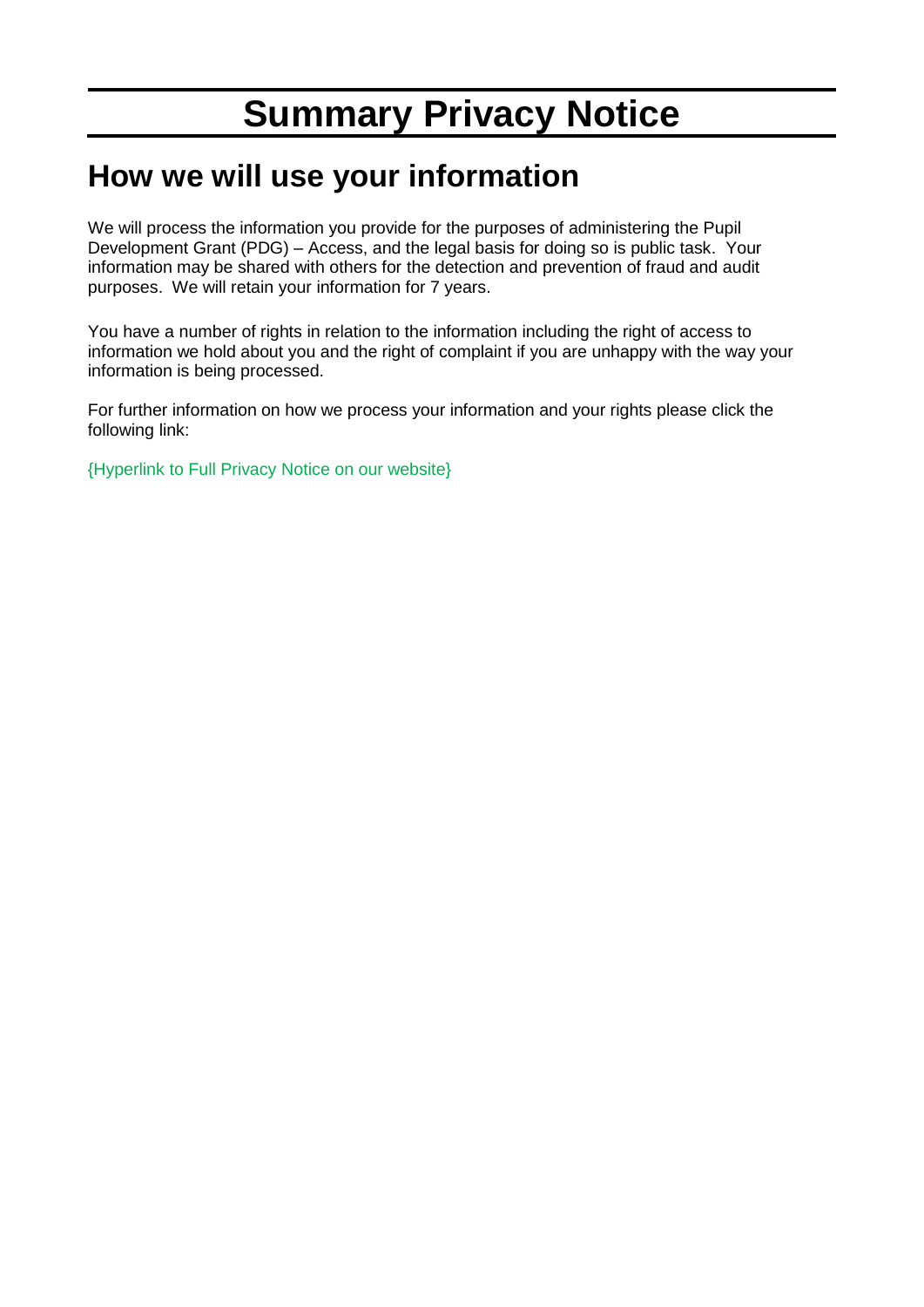# Summary Privacy Notice

## How we will use your information

We will process the information you provide for the purposes of administering the Pupil Development Grant (PDG) – Access, and the legal basis for doing so is public task. Your information may be shared with others for the detection and prevention of fraud and audit purposes. We will retain your information for 7 years.

You have a number of rights in relation to the information including the right of access to information we hold about you and the right of complaint if you are unhappy with the way your information is being processed.

For further information on how we process your information and your rights please click the following link:

{Hyperlink to Full Privacy Notice on our website}